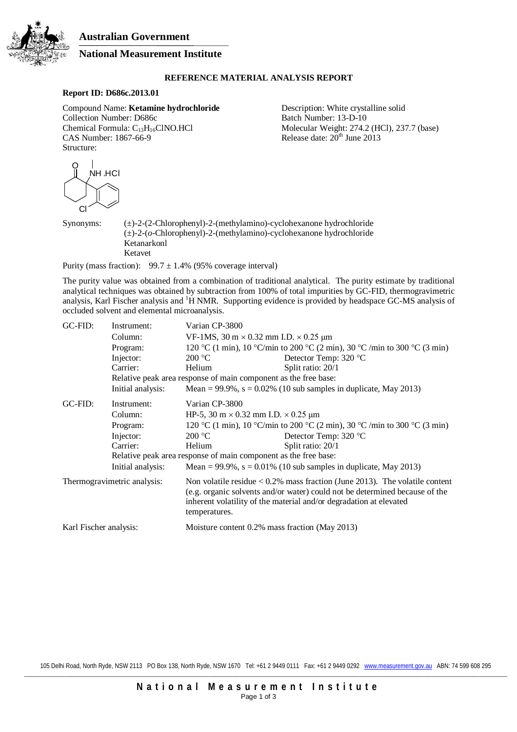**Australian Government**

**National Measurement Institute**

## REFERENCE MATERIAL ANALYSIS REPORT

**Report ID: D686c.2013.01**

Compound Name: **Ketamine hydrochloride**
Collection Number: D686c
Chemical Formula: $C_{13}H_{16}ClNO.HCl$
CAS Number: 1867-66-9
Structure:

Description: White crystalline solid
Batch Number: 13-D-10
Molecular Weight: 274.2 (HCl), 237.7 (base)
Release date: 20th June 2013

Synonyms:
(±)-2-(2-Chlorophenyl)-2-(methylamino)-cyclohexanone hydrochloride
(±)-2-(*o*-Chlorophenyl)-2-(methylamino)-cyclohexanone hydrochloride
Ketanarkonl
Ketavet

Purity (mass fraction): 99.7 ± 1.4% (95% coverage interval)

The purity value was obtained from a combination of traditional analytical. The purity estimate by traditional analytical techniques was obtained by subtraction from 100% of total impurities by GC-FID, thermogravimetric analysis, Karl Fischer analysis and $^1$H NMR. Supporting evidence is provided by headspace GC-MS analysis of occluded solvent and elemental microanalysis.

**GC-FID:**

| | | |
|---|---|---|
| Instrument: | Varian CP-3800 | |
| Column: | VF-1MS, 30 m × 0.32 mm I.D. × 0.25 μm | |
| Program: | 120 °C (1 min), 10 °C/min to 200 °C (2 min), 30 °C /min to 300 °C (3 min) | |
| Injector: | 200 °C | Detector Temp: 320 °C |
| Carrier: | Helium | Split ratio: 20/1 |

Relative peak area response of main component as the free base:

Initial analysis: Mean = 99.9%, s = 0.02% (10 sub samples in duplicate, May 2013)

**GC-FID:**

| | | |
|---|---|---|
| Instrument: | Varian CP-3800 | |
| Column: | HP-5, 30 m × 0.32 mm I.D. × 0.25 μm | |
| Program: | 120 °C (1 min), 10 °C/min to 200 °C (2 min), 30 °C /min to 300 °C (3 min) | |
| Injector: | 200 °C | Detector Temp: 320 °C |
| Carrier: | Helium | Split ratio: 20/1 |

Relative peak area response of main component as the free base:

Initial analysis: Mean = 99.9%, s = 0.01% (10 sub samples in duplicate, May 2013)

**Thermogravimetric analysis:** Non volatile residue < 0.2% mass fraction (June 2013). The volatile content (e.g. organic solvents and/or water) could not be determined because of the inherent volatility of the material and/or degradation at elevated temperatures.

**Karl Fischer analysis:** Moisture content 0.2% mass fraction (May 2013)

105 Delhi Road, North Ryde, NSW 2113 PO Box 138, North Ryde, NSW 1670 Tel: +61 2 9449 0111 Fax: +61 2 9449 0292 www.measurement.gov.au ABN: 74 599 608 295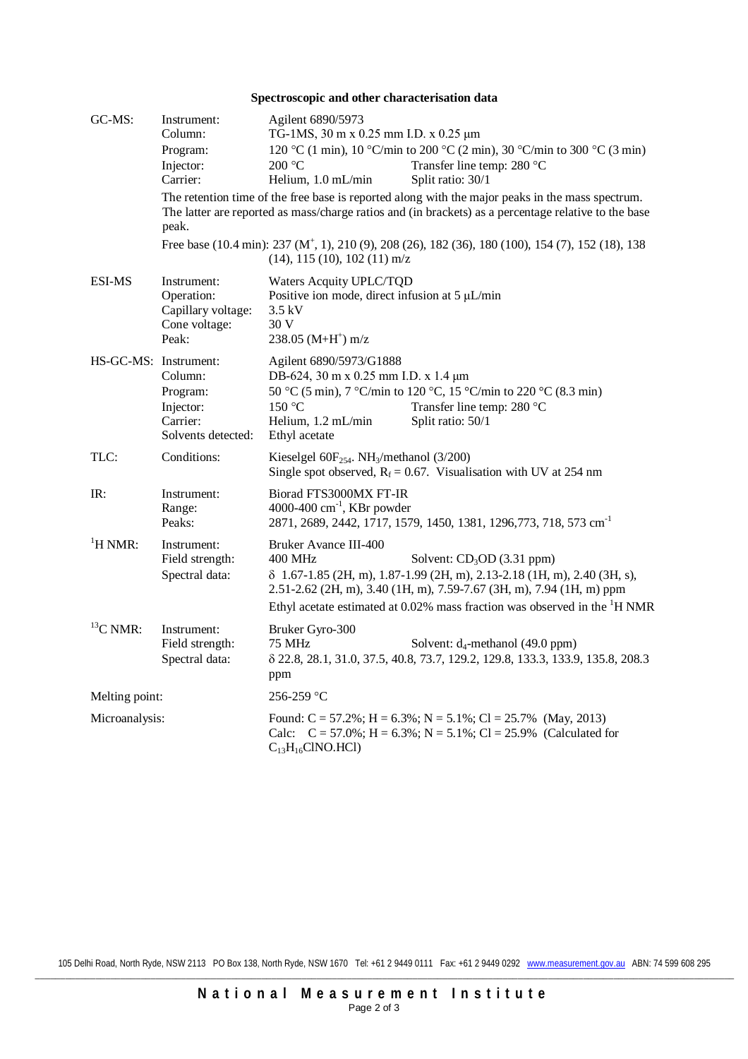## Spectroscopic and other characterisation data

**GC-MS:**

| | |
|---|---|
| Instrument: | Agilent 6890/5973 |
| Column: | TG-1MS, 30 m x 0.25 mm I.D. x 0.25 µm |
| Program: | 120 °C (1 min), 10 °C/min to 200 °C (2 min), 30 °C/min to 300 °C (3 min) |
| Injector: | 200 °C Transfer line temp: 280 °C |
| Carrier: | Helium, 1.0 mL/min Split ratio: 30/1 |

The retention time of the free base is reported along with the major peaks in the mass spectrum. The latter are reported as mass/charge ratios and (in brackets) as a percentage relative to the base peak.

Free base (10.4 min): 237 ($M^+$, 1), 210 (9), 208 (26), 182 (36), 180 (100), 154 (7), 152 (18), 138 (14), 115 (10), 102 (11) m/z

**ESI-MS:**

| | |
|---|---|
| Instrument: | Waters Acquity UPLC/TQD |
| Operation: | Positive ion mode, direct infusion at 5 µL/min |
| Capillary voltage: | 3.5 kV |
| Cone voltage: | 30 V |
| Peak: | 238.05 ($M+H^+$) m/z |

**HS-GC-MS:**

| | |
|---|---|
| Instrument: | Agilent 6890/5973/G1888 |
| Column: | DB-624, 30 m x 0.25 mm I.D. x 1.4 µm |
| Program: | 50 °C (5 min), 7 °C/min to 120 °C, 15 °C/min to 220 °C (8.3 min) |
| Injector: | 150 °C Transfer line temp: 280 °C |
| Carrier: | Helium, 1.2 mL/min Split ratio: 50/1 |
| Solvents detected: | Ethyl acetate |

**TLC:**

| | |
|---|---|
| Conditions: | Kieselgel $60F_{254}$. $NH_3$/methanol (3/200) <br> Single spot observed, $R_f$ = 0.67. Visualisation with UV at 254 nm |

**IR:**

| | |
|---|---|
| Instrument: | Biorad FTS3000MX FT-IR |
| Range: | 4000-400 $cm^{-1}$, KBr powder |
| Peaks: | 2871, 2689, 2442, 1717, 1579, 1450, 1381, 1296,773, 718, 573 $cm^{-1}$ |

**$^1$H NMR:**

| | |
|---|---|
| Instrument: | Bruker Avance III-400 |
| Field strength: | 400 MHz Solvent: $CD_3OD$ (3.31 ppm) |
| Spectral data: | δ 1.67-1.85 (2H, m), 1.87-1.99 (2H, m), 2.13-2.18 (1H, m), 2.40 (3H, s), 2.51-2.62 (2H, m), 3.40 (1H, m), 7.59-7.67 (3H, m), 7.94 (1H, m) ppm <br> Ethyl acetate estimated at 0.02% mass fraction was observed in the $^1$H NMR |

**$^{13}$C NMR:**

| | |
|---|---|
| Instrument: | Bruker Gyro-300 |
| Field strength: | 75 MHz Solvent: $d_4$-methanol (49.0 ppm) |
| Spectral data: | δ 22.8, 28.1, 31.0, 37.5, 40.8, 73.7, 129.2, 129.8, 133.3, 133.9, 135.8, 208.3 ppm |

**Melting point:** 256-259 °C

**Microanalysis:** Found: C = 57.2%; H = 6.3%; N = 5.1%; Cl = 25.7% (May, 2013)
Calc: C = 57.0%; H = 6.3%; N = 5.1%; Cl = 25.9% (Calculated for $C_{13}H_{16}ClNO.HCl$)

105 Delhi Road, North Ryde, NSW 2113 PO Box 138, North Ryde, NSW 1670 Tel: +61 2 9449 0111 Fax: +61 2 9449 0292 www.measurement.gov.au ABN: 74 599 608 295

**National Measurement Institute**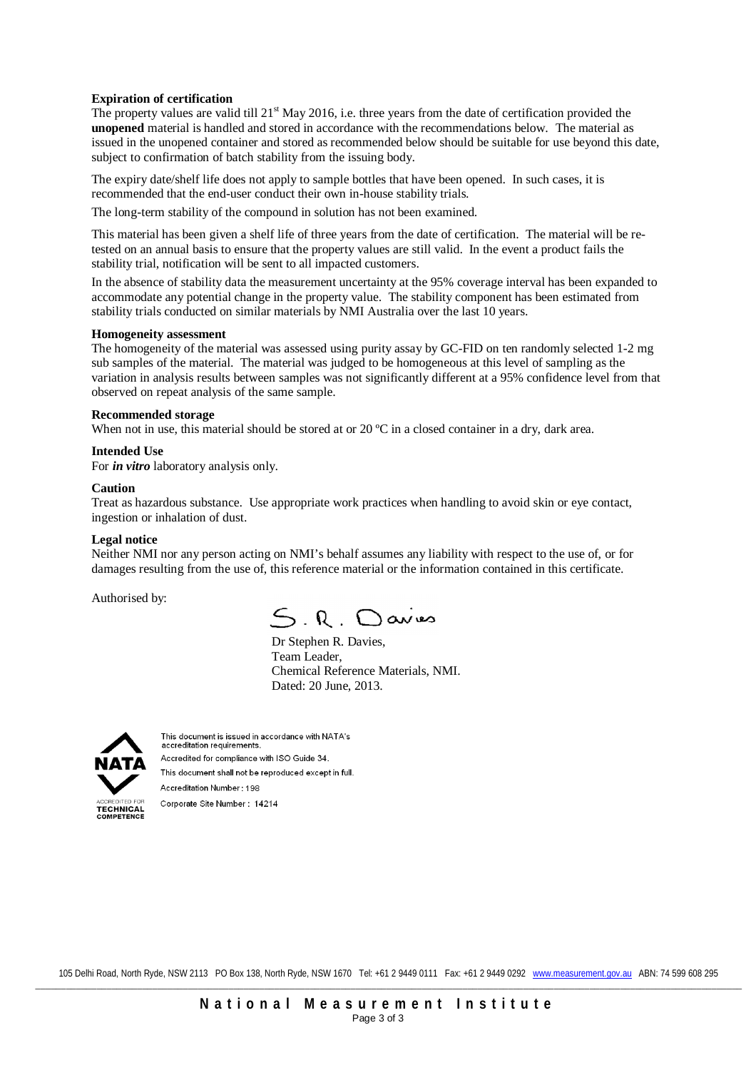**Expiration of certification**

The property values are valid till 21st May 2016, i.e. three years from the date of certification provided the **unopened** material is handled and stored in accordance with the recommendations below. The material as issued in the unopened container and stored as recommended below should be suitable for use beyond this date, subject to confirmation of batch stability from the issuing body.

The expiry date/shelf life does not apply to sample bottles that have been opened. In such cases, it is recommended that the end-user conduct their own in-house stability trials.

The long-term stability of the compound in solution has not been examined.

This material has been given a shelf life of three years from the date of certification. The material will be re-tested on an annual basis to ensure that the property values are still valid. In the event a product fails the stability trial, notification will be sent to all impacted customers.

In the absence of stability data the measurement uncertainty at the 95% coverage interval has been expanded to accommodate any potential change in the property value. The stability component has been estimated from stability trials conducted on similar materials by NMI Australia over the last 10 years.

**Homogeneity assessment**

The homogeneity of the material was assessed using purity assay by GC-FID on ten randomly selected 1-2 mg sub samples of the material. The material was judged to be homogeneous at this level of sampling as the variation in analysis results between samples was not significantly different at a 95% confidence level from that observed on repeat analysis of the same sample.

**Recommended storage**

When not in use, this material should be stored at or 20 ºC in a closed container in a dry, dark area.

**Intended Use**

For ***in vitro*** laboratory analysis only.

**Caution**

Treat as hazardous substance. Use appropriate work practices when handling to avoid skin or eye contact, ingestion or inhalation of dust.

**Legal notice**

Neither NMI nor any person acting on NMI's behalf assumes any liability with respect to the use of, or for damages resulting from the use of, this reference material or the information contained in this certificate.

Authorised by:

S. R. Davies

Dr Stephen R. Davies,
Team Leader,
Chemical Reference Materials, NMI.
Dated: 20 June, 2013.

NATA
ACCREDITED FOR TECHNICAL COMPETENCE

This document is issued in accordance with NATA's accreditation requirements.
Accredited for compliance with ISO Guide 34.
This document shall not be reproduced except in full.
Accreditation Number: 198
Corporate Site Number: 14214

105 Delhi Road, North Ryde, NSW 2113 PO Box 138, North Ryde, NSW 1670 Tel: +61 2 9449 0111 Fax: +61 2 9449 0292 www.measurement.gov.au ABN: 74 599 608 295

**National Measurement Institute**